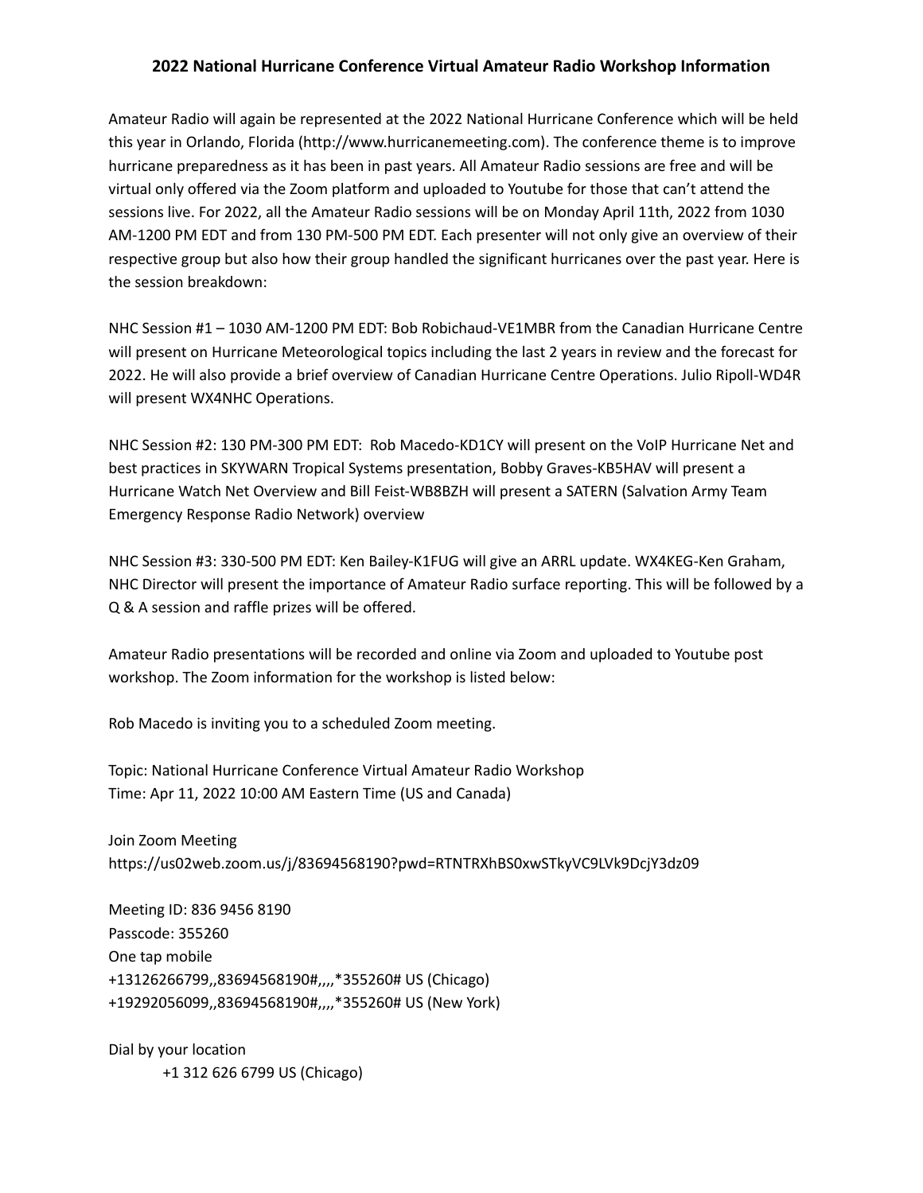# 2022 National Hurricane Conference Virtual Amateur Radio Workshop Information

Amateur Radio will again be represented at the 2022 National Hurricane Conference which will be held this year in Orlando, Florida (http://www.hurricanemeeting.com). The conference theme is to improve hurricane preparedness as it has been in past years. All Amateur Radio sessions are free and will be virtual only offered via the Zoom platform and uploaded to Youtube for those that can't attend the sessions live. For 2022, all the Amateur Radio sessions will be on Monday April 11th, 2022 from 1030 AM-1200 PM EDT and from 130 PM-500 PM EDT. Each presenter will not only give an overview of their respective group but also how their group handled the significant hurricanes over the past year. Here is the session breakdown:

NHC Session #1 – 1030 AM-1200 PM EDT: Bob Robichaud-VE1MBR from the Canadian Hurricane Centre will present on Hurricane Meteorological topics including the last 2 years in review and the forecast for 2022. He will also provide a brief overview of Canadian Hurricane Centre Operations. Julio Ripoll-WD4R will present WX4NHC Operations.

NHC Session #2: 130 PM-300 PM EDT: Rob Macedo-KD1CY will present on the VoIP Hurricane Net and best practices in SKYWARN Tropical Systems presentation, Bobby Graves-KB5HAV will present a Hurricane Watch Net Overview and Bill Feist-WB8BZH will present a SATERN (Salvation Army Team Emergency Response Radio Network) overview

NHC Session #3: 330-500 PM EDT: Ken Bailey-K1FUG will give an ARRL update. WX4KEG-Ken Graham, NHC Director will present the importance of Amateur Radio surface reporting. This will be followed by a Q & A session and raffle prizes will be offered.

Amateur Radio presentations will be recorded and online via Zoom and uploaded to Youtube post workshop. The Zoom information for the workshop is listed below:

Rob Macedo is inviting you to a scheduled Zoom meeting.

Topic: National Hurricane Conference Virtual Amateur Radio Workshop
Time: Apr 11, 2022 10:00 AM Eastern Time (US and Canada)

Join Zoom Meeting
https://us02web.zoom.us/j/83694568190?pwd=RTNTRXhBS0xwSTkyVC9LVk9DcjY3dz09

Meeting ID: 836 9456 8190
Passcode: 355260
One tap mobile
+13126266799,,83694568190#,,,,*355260# US (Chicago)
+19292056099,,83694568190#,,,,*355260# US (New York)

Dial by your location
+1 312 626 6799 US (Chicago)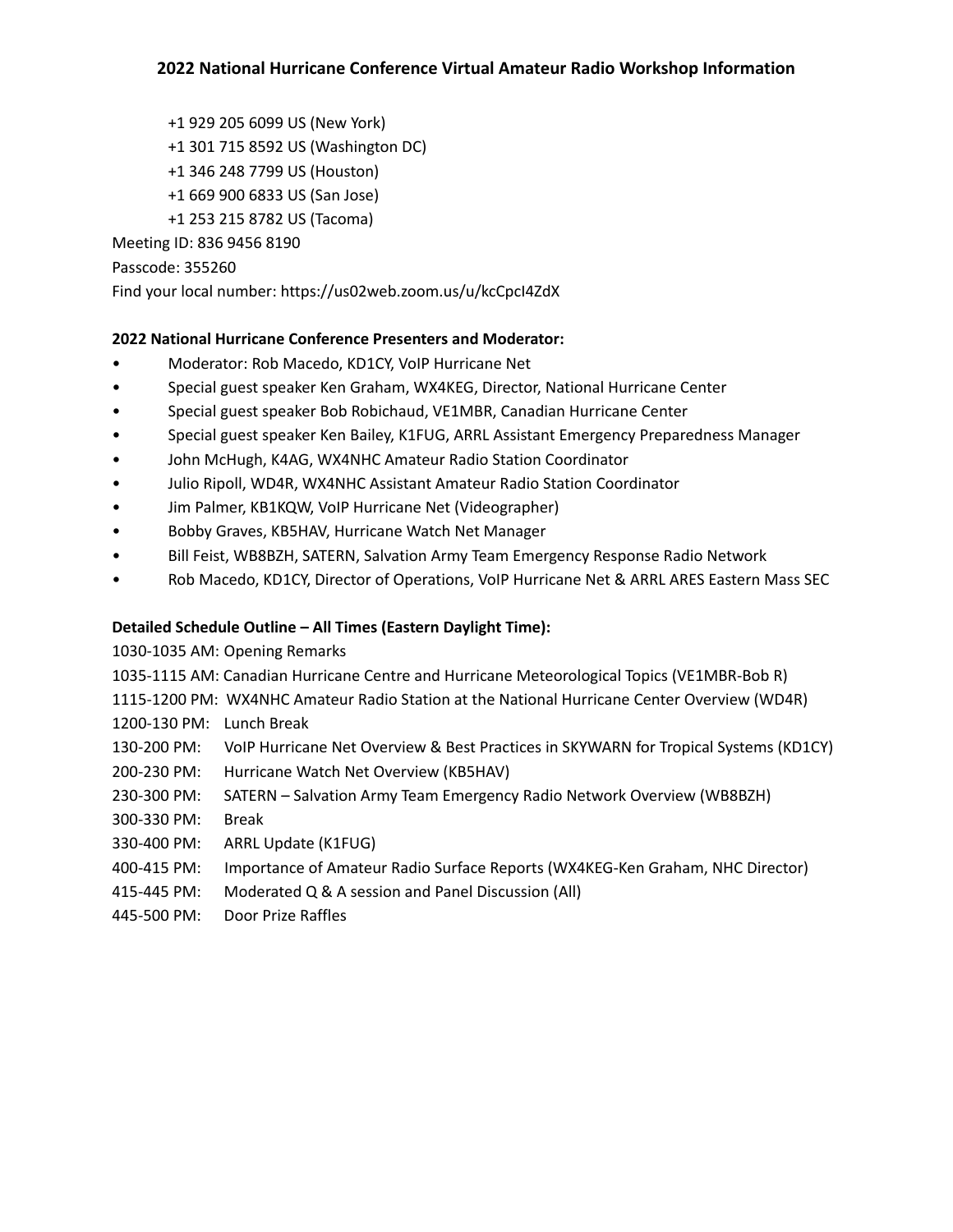**2022 National Hurricane Conference Virtual Amateur Radio Workshop Information**

+1 929 205 6099 US (New York)
+1 301 715 8592 US (Washington DC)
+1 346 248 7799 US (Houston)
+1 669 900 6833 US (San Jose)
+1 253 215 8782 US (Tacoma)

Meeting ID: 836 9456 8190
Passcode: 355260
Find your local number: https://us02web.zoom.us/u/kcCpcI4ZdX

**2022 National Hurricane Conference Presenters and Moderator:**

- Moderator: Rob Macedo, KD1CY, VoIP Hurricane Net
- Special guest speaker Ken Graham, WX4KEG, Director, National Hurricane Center
- Special guest speaker Bob Robichaud, VE1MBR, Canadian Hurricane Center
- Special guest speaker Ken Bailey, K1FUG, ARRL Assistant Emergency Preparedness Manager
- John McHugh, K4AG, WX4NHC Amateur Radio Station Coordinator
- Julio Ripoll, WD4R, WX4NHC Assistant Amateur Radio Station Coordinator
- Jim Palmer, KB1KQW, VoIP Hurricane Net (Videographer)
- Bobby Graves, KB5HAV, Hurricane Watch Net Manager
- Bill Feist, WB8BZH, SATERN, Salvation Army Team Emergency Response Radio Network
- Rob Macedo, KD1CY, Director of Operations, VoIP Hurricane Net & ARRL ARES Eastern Mass SEC

**Detailed Schedule Outline – All Times (Eastern Daylight Time):**

1030-1035 AM: Opening Remarks
1035-1115 AM: Canadian Hurricane Centre and Hurricane Meteorological Topics (VE1MBR-Bob R)
1115-1200 PM: WX4NHC Amateur Radio Station at the National Hurricane Center Overview (WD4R)
1200-130 PM: Lunch Break
130-200 PM: VoIP Hurricane Net Overview & Best Practices in SKYWARN for Tropical Systems (KD1CY)
200-230 PM: Hurricane Watch Net Overview (KB5HAV)
230-300 PM: SATERN – Salvation Army Team Emergency Radio Network Overview (WB8BZH)
300-330 PM: Break
330-400 PM: ARRL Update (K1FUG)
400-415 PM: Importance of Amateur Radio Surface Reports (WX4KEG-Ken Graham, NHC Director)
415-445 PM: Moderated Q & A session and Panel Discussion (All)
445-500 PM: Door Prize Raffles